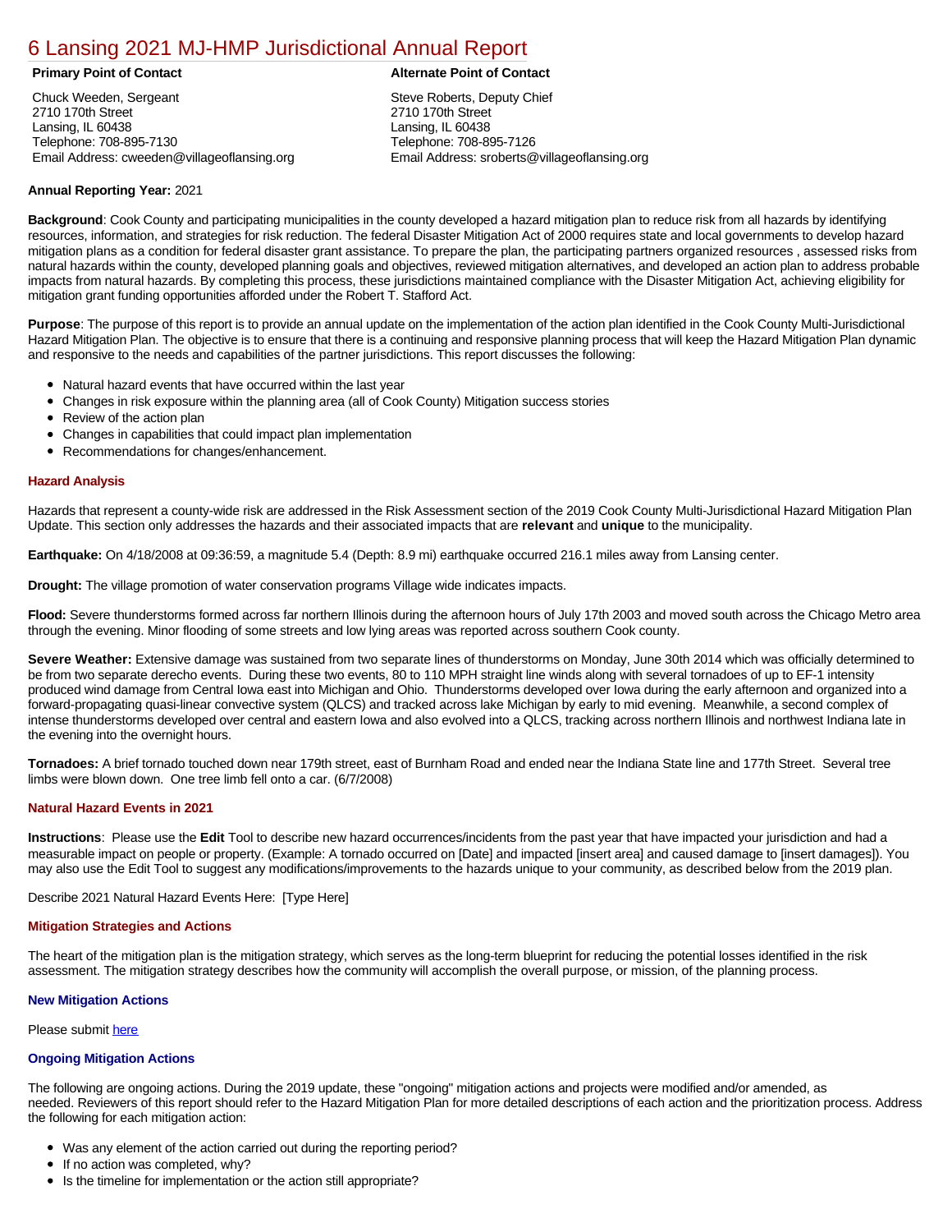# 6 Lansing 2021 MJ-HMP Jurisdictional Annual Report

**Primary Point of Contact**

Chuck Weeden, Sergeant
2710 170th Street
Lansing, IL 60438
Telephone: 708-895-7130
Email Address: cweeden@villageoflansing.org

**Alternate Point of Contact**

Steve Roberts, Deputy Chief
2710 170th Street
Lansing, IL 60438
Telephone: 708-895-7126
Email Address: sroberts@villageoflansing.org

**Annual Reporting Year:** 2021

**Background**: Cook County and participating municipalities in the county developed a hazard mitigation plan to reduce risk from all hazards by identifying resources, information, and strategies for risk reduction. The federal Disaster Mitigation Act of 2000 requires state and local governments to develop hazard mitigation plans as a condition for federal disaster grant assistance. To prepare the plan, the participating partners organized resources , assessed risks from natural hazards within the county, developed planning goals and objectives, reviewed mitigation alternatives, and developed an action plan to address probable impacts from natural hazards. By completing this process, these jurisdictions maintained compliance with the Disaster Mitigation Act, achieving eligibility for mitigation grant funding opportunities afforded under the Robert T. Stafford Act.

**Purpose**: The purpose of this report is to provide an annual update on the implementation of the action plan identified in the Cook County Multi-Jurisdictional Hazard Mitigation Plan. The objective is to ensure that there is a continuing and responsive planning process that will keep the Hazard Mitigation Plan dynamic and responsive to the needs and capabilities of the partner jurisdictions. This report discusses the following:

- Natural hazard events that have occurred within the last year
- Changes in risk exposure within the planning area (all of Cook County) Mitigation success stories
- Review of the action plan
- Changes in capabilities that could impact plan implementation
- Recommendations for changes/enhancement.

## Hazard Analysis

Hazards that represent a county-wide risk are addressed in the Risk Assessment section of the 2019 Cook County Multi-Jurisdictional Hazard Mitigation Plan Update. This section only addresses the hazards and their associated impacts that are **relevant** and **unique** to the municipality.

**Earthquake:** On 4/18/2008 at 09:36:59, a magnitude 5.4 (Depth: 8.9 mi) earthquake occurred 216.1 miles away from Lansing center.

**Drought:** The village promotion of water conservation programs Village wide indicates impacts.

**Flood:** Severe thunderstorms formed across far northern Illinois during the afternoon hours of July 17th 2003 and moved south across the Chicago Metro area through the evening. Minor flooding of some streets and low lying areas was reported across southern Cook county.

**Severe Weather:** Extensive damage was sustained from two separate lines of thunderstorms on Monday, June 30th 2014 which was officially determined to be from two separate derecho events. During these two events, 80 to 110 MPH straight line winds along with several tornadoes of up to EF-1 intensity produced wind damage from Central Iowa east into Michigan and Ohio. Thunderstorms developed over Iowa during the early afternoon and organized into a forward-propagating quasi-linear convective system (QLCS) and tracked across lake Michigan by early to mid evening. Meanwhile, a second complex of intense thunderstorms developed over central and eastern Iowa and also evolved into a QLCS, tracking across northern Illinois and northwest Indiana late in the evening into the overnight hours.

**Tornadoes:** A brief tornado touched down near 179th street, east of Burnham Road and ended near the Indiana State line and 177th Street. Several tree limbs were blown down. One tree limb fell onto a car. (6/7/2008)

## Natural Hazard Events in 2021

**Instructions**: Please use the **Edit** Tool to describe new hazard occurrences/incidents from the past year that have impacted your jurisdiction and had a measurable impact on people or property. (Example: A tornado occurred on [Date] and impacted [insert area] and caused damage to [insert damages]). You may also use the Edit Tool to suggest any modifications/improvements to the hazards unique to your community, as described below from the 2019 plan.

Describe 2021 Natural Hazard Events Here: [Type Here]

## Mitigation Strategies and Actions

The heart of the mitigation plan is the mitigation strategy, which serves as the long-term blueprint for reducing the potential losses identified in the risk assessment. The mitigation strategy describes how the community will accomplish the overall purpose, or mission, of the planning process.

### New Mitigation Actions

Please submit here

### Ongoing Mitigation Actions

The following are ongoing actions. During the 2019 update, these "ongoing" mitigation actions and projects were modified and/or amended, as needed. Reviewers of this report should refer to the Hazard Mitigation Plan for more detailed descriptions of each action and the prioritization process. Address the following for each mitigation action:

- Was any element of the action carried out during the reporting period?
- If no action was completed, why?
- Is the timeline for implementation or the action still appropriate?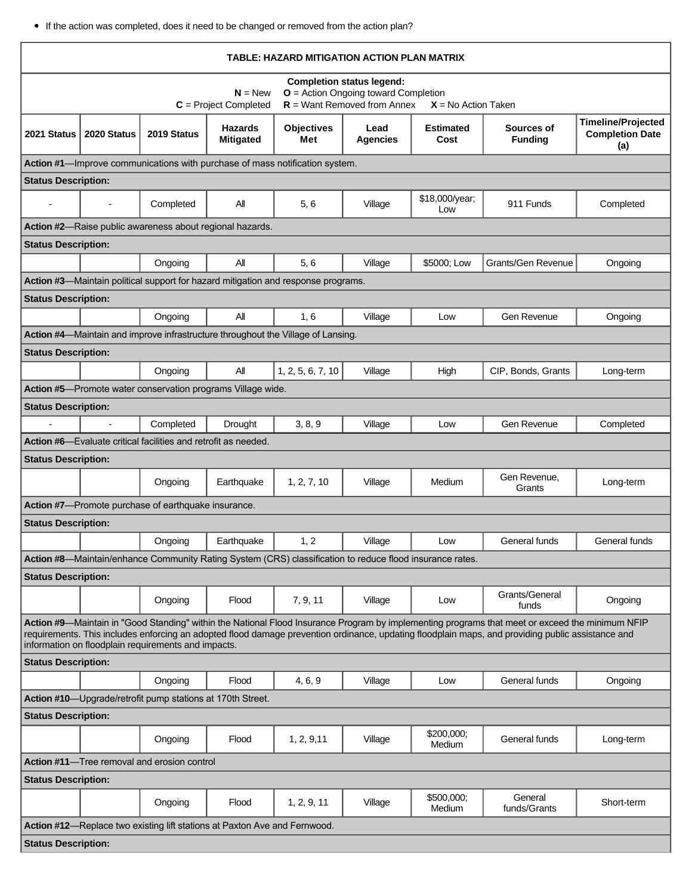- If the action was completed, does it need to be changed or removed from the action plan?

**TABLE: HAZARD MITIGATION ACTION PLAN MATRIX**

**Completion status legend:**
**N** = New **O** = Action Ongoing toward Completion
**C** = Project Completed **R** = Want Removed from Annex **X** = No Action Taken

| 2021 Status | 2020 Status | 2019 Status | Hazards Mitigated | Objectives Met | Lead Agencies | Estimated Cost | Sources of Funding | Timeline/Projected Completion Date (a) |
|---|---|---|---|---|---|---|---|---|
| **Action #1**—Improve communications with purchase of mass notification system. | | | | | | | | |
| **Status Description:** | | | | | | | | |
| - | - | Completed | All | 5, 6 | Village | $18,000/year; Low | 911 Funds | Completed |
| **Action #2**—Raise public awareness about regional hazards. | | | | | | | | |
| **Status Description:** | | | | | | | | |
| | | Ongoing | All | 5, 6 | Village | $5000; Low | Grants/Gen Revenue | Ongoing |
| **Action #3**—Maintain political support for hazard mitigation and response programs. | | | | | | | | |
| **Status Description:** | | | | | | | | |
| | | Ongoing | All | 1, 6 | Village | Low | Gen Revenue | Ongoing |
| **Action #4**—Maintain and improve infrastructure throughout the Village of Lansing. | | | | | | | | |
| **Status Description:** | | | | | | | | |
| | | Ongoing | All | 1, 2, 5, 6, 7, 10 | Village | High | CIP, Bonds, Grants | Long-term |
| **Action #5**—Promote water conservation programs Village wide. | | | | | | | | |
| **Status Description:** | | | | | | | | |
| - | - | Completed | Drought | 3, 8, 9 | Village | Low | Gen Revenue | Completed |
| **Action #6**—Evaluate critical facilities and retrofit as needed. | | | | | | | | |
| **Status Description:** | | | | | | | | |
| | | Ongoing | Earthquake | 1, 2, 7, 10 | Village | Medium | Gen Revenue, Grants | Long-term |
| **Action #7**—Promote purchase of earthquake insurance. | | | | | | | | |
| **Status Description:** | | | | | | | | |
| | | Ongoing | Earthquake | 1, 2 | Village | Low | General funds | General funds |
| **Action #8**—Maintain/enhance Community Rating System (CRS) classification to reduce flood insurance rates. | | | | | | | | |
| **Status Description:** | | | | | | | | |
| | | Ongoing | Flood | 7, 9, 11 | Village | Low | Grants/General funds | Ongoing |
| **Action #9**—Maintain in "Good Standing" within the National Flood Insurance Program by implementing programs that meet or exceed the minimum NFIP requirements. This includes enforcing an adopted flood damage prevention ordinance, updating floodplain maps, and providing public assistance and information on floodplain requirements and impacts. | | | | | | | | |
| **Status Description:** | | | | | | | | |
| | | Ongoing | Flood | 4, 6, 9 | Village | Low | General funds | Ongoing |
| **Action #10**—Upgrade/retrofit pump stations at 170th Street. | | | | | | | | |
| **Status Description:** | | | | | | | | |
| | | Ongoing | Flood | 1, 2, 9,11 | Village | $200,000; Medium | General funds | Long-term |
| **Action #11**—Tree removal and erosion control | | | | | | | | |
| **Status Description:** | | | | | | | | |
| | | Ongoing | Flood | 1, 2, 9, 11 | Village | $500,000; Medium | General funds/Grants | Short-term |
| **Action #12**—Replace two existing lift stations at Paxton Ave and Fernwood. | | | | | | | | |
| **Status Description:** | | | | | | | | |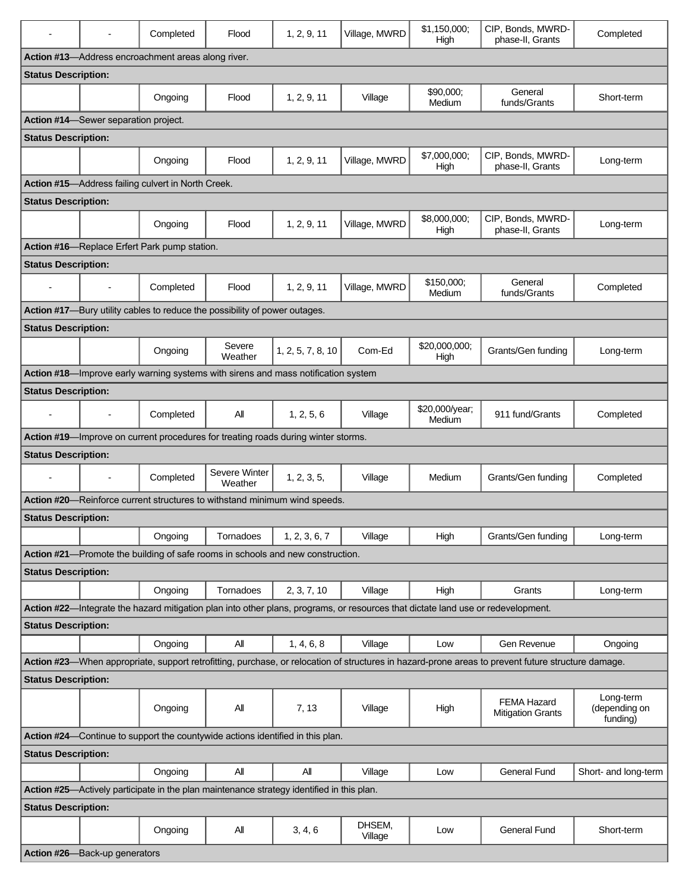| | | | | | | | | |
|---|---|---|---|---|---|---|---|---|
| - | - | Completed | Flood | 1, 2, 9, 11 | Village, MWRD | $1,150,000; High | CIP, Bonds, MWRD-phase-II, Grants | Completed |
| **Action #13**—Address encroachment areas along river. | | | | | | | | |
| **Status Description:** | | | | | | | | |
| | | Ongoing | Flood | 1, 2, 9, 11 | Village | $90,000; Medium | General funds/Grants | Short-term |
| **Action #14**—Sewer separation project. | | | | | | | | |
| **Status Description:** | | | | | | | | |
| | | Ongoing | Flood | 1, 2, 9, 11 | Village, MWRD | $7,000,000; High | CIP, Bonds, MWRD-phase-II, Grants | Long-term |
| **Action #15**—Address failing culvert in North Creek. | | | | | | | | |
| **Status Description:** | | | | | | | | |
| | | Ongoing | Flood | 1, 2, 9, 11 | Village, MWRD | $8,000,000; High | CIP, Bonds, MWRD-phase-II, Grants | Long-term |
| **Action #16**—Replace Erfert Park pump station. | | | | | | | | |
| **Status Description:** | | | | | | | | |
| - | - | Completed | Flood | 1, 2, 9, 11 | Village, MWRD | $150,000; Medium | General funds/Grants | Completed |
| **Action #17**—Bury utility cables to reduce the possibility of power outages. | | | | | | | | |
| **Status Description:** | | | | | | | | |
| | | Ongoing | Severe Weather | 1, 2, 5, 7, 8, 10 | Com-Ed | $20,000,000; High | Grants/Gen funding | Long-term |
| **Action #18**—Improve early warning systems with sirens and mass notification system | | | | | | | | |
| **Status Description:** | | | | | | | | |
| - | - | Completed | All | 1, 2, 5, 6 | Village | $20,000/year; Medium | 911 fund/Grants | Completed |
| **Action #19**—Improve on current procedures for treating roads during winter storms. | | | | | | | | |
| **Status Description:** | | | | | | | | |
| - | - | Completed | Severe Winter Weather | 1, 2, 3, 5, | Village | Medium | Grants/Gen funding | Completed |
| **Action #20**—Reinforce current structures to withstand minimum wind speeds. | | | | | | | | |
| **Status Description:** | | | | | | | | |
| | | Ongoing | Tornadoes | 1, 2, 3, 6, 7 | Village | High | Grants/Gen funding | Long-term |
| **Action #21**—Promote the building of safe rooms in schools and new construction. | | | | | | | | |
| **Status Description:** | | | | | | | | |
| | | Ongoing | Tornadoes | 2, 3, 7, 10 | Village | High | Grants | Long-term |
| **Action #22**—Integrate the hazard mitigation plan into other plans, programs, or resources that dictate land use or redevelopment. | | | | | | | | |
| **Status Description:** | | | | | | | | |
| | | Ongoing | All | 1, 4, 6, 8 | Village | Low | Gen Revenue | Ongoing |
| **Action #23**—When appropriate, support retrofitting, purchase, or relocation of structures in hazard-prone areas to prevent future structure damage. | | | | | | | | |
| **Status Description:** | | | | | | | | |
| | | Ongoing | All | 7, 13 | Village | High | FEMA Hazard Mitigation Grants | Long-term (depending on funding) |
| **Action #24**—Continue to support the countywide actions identified in this plan. | | | | | | | | |
| **Status Description:** | | | | | | | | |
| | | Ongoing | All | All | Village | Low | General Fund | Short- and long-term |
| **Action #25**—Actively participate in the plan maintenance strategy identified in this plan. | | | | | | | | |
| **Status Description:** | | | | | | | | |
| | | Ongoing | All | 3, 4, 6 | DHSEM, Village | Low | General Fund | Short-term |
| **Action #26**—Back-up generators | | | | | | | | |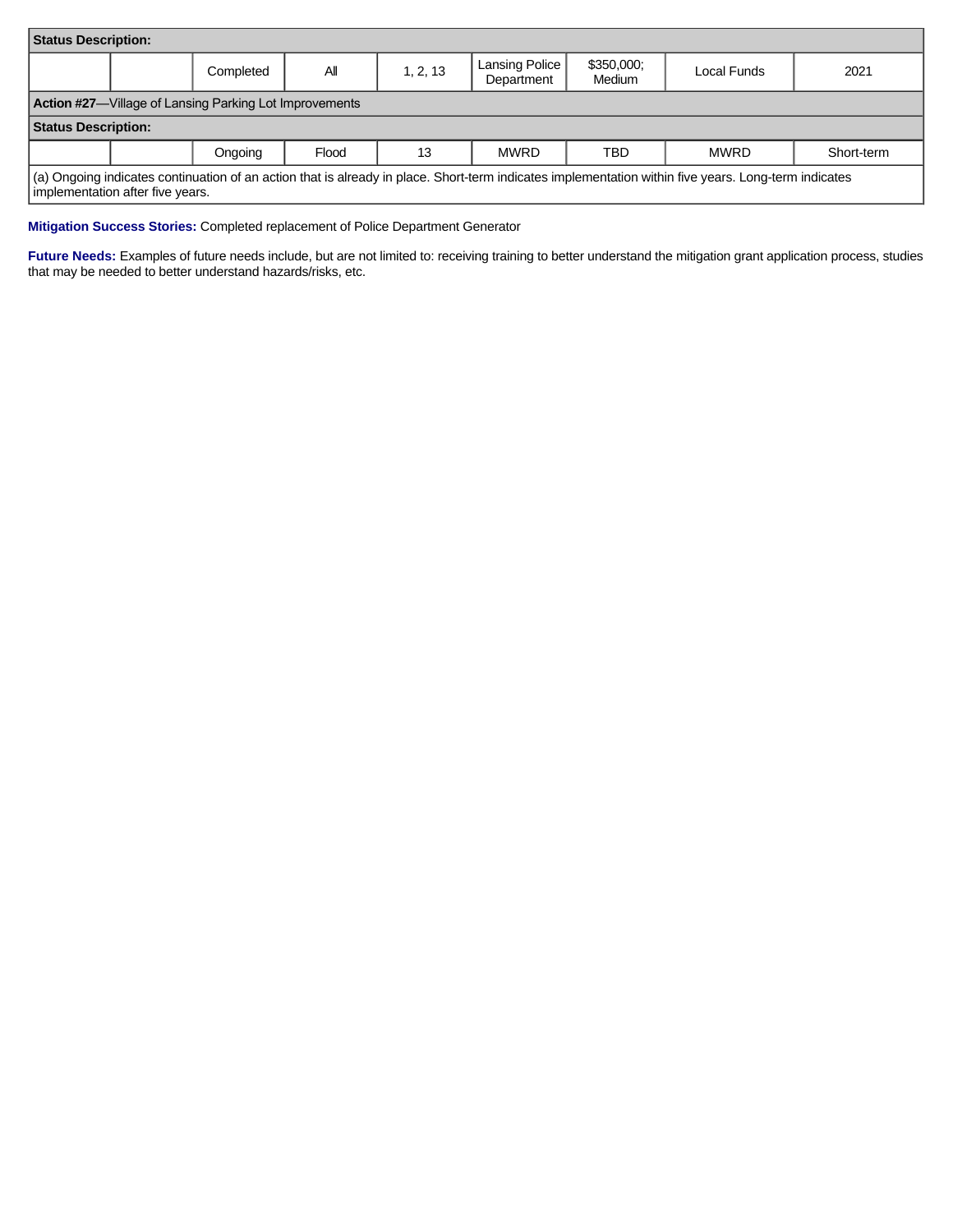| | | | | | | | | |
|---|---|---|---|---|---|---|---|---|
| **Status Description:** | | | | | | | | |
| | | Completed | All | 1, 2, 13 | Lansing Police Department | $350,000; Medium | Local Funds | 2021 |
| **Action #27**—Village of Lansing Parking Lot Improvements | | | | | | | | |
| **Status Description:** | | | | | | | | |
| | | Ongoing | Flood | 13 | MWRD | TBD | MWRD | Short-term |
| (a) Ongoing indicates continuation of an action that is already in place. Short-term indicates implementation within five years. Long-term indicates implementation after five years. | | | | | | | | |

**Mitigation Success Stories:** Completed replacement of Police Department Generator

**Future Needs:** Examples of future needs include, but are not limited to: receiving training to better understand the mitigation grant application process, studies that may be needed to better understand hazards/risks, etc.